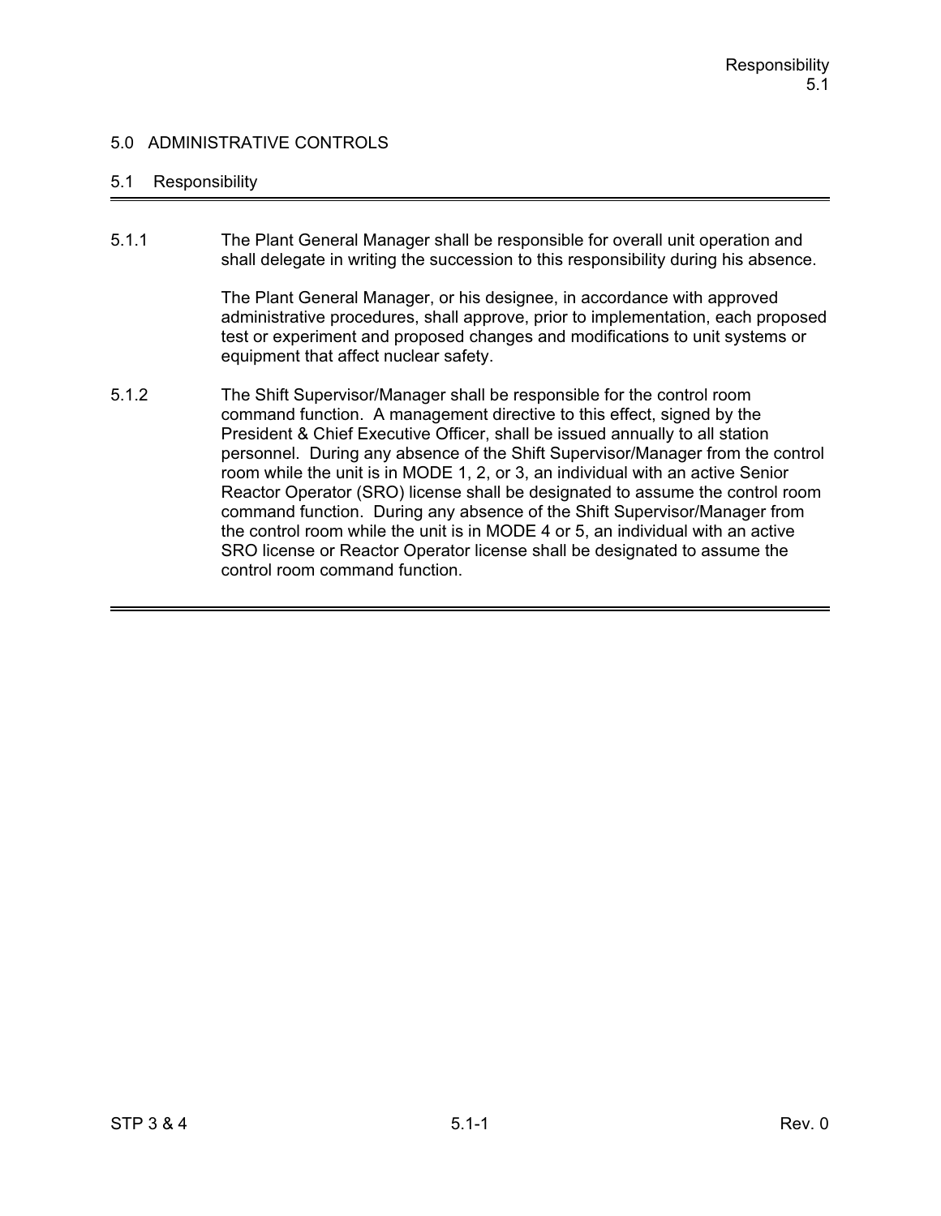# 5.0 ADMINISTRATIVE CONTROLS

## 5.1 Responsibility

5.1.1 The Plant General Manager shall be responsible for overall unit operation and shall delegate in writing the succession to this responsibility during his absence.

The Plant General Manager, or his designee, in accordance with approved administrative procedures, shall approve, prior to implementation, each proposed test or experiment and proposed changes and modifications to unit systems or equipment that affect nuclear safety.

5.1.2 The Shift Supervisor/Manager shall be responsible for the control room command function. A management directive to this effect, signed by the President & Chief Executive Officer, shall be issued annually to all station personnel. During any absence of the Shift Supervisor/Manager from the control room while the unit is in MODE 1, 2, or 3, an individual with an active Senior Reactor Operator (SRO) license shall be designated to assume the control room command function. During any absence of the Shift Supervisor/Manager from the control room while the unit is in MODE 4 or 5, an individual with an active SRO license or Reactor Operator license shall be designated to assume the control room command function.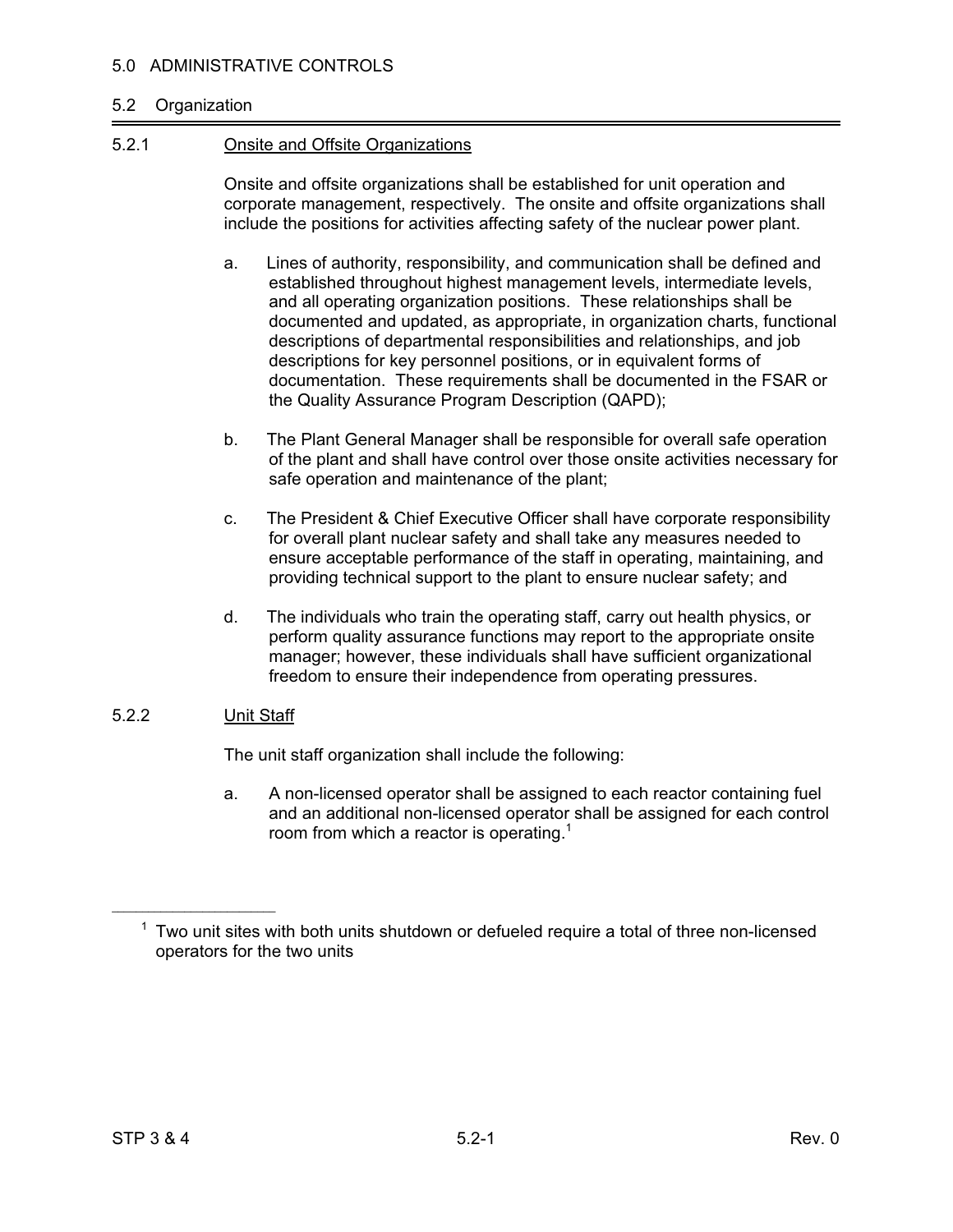# 5.0 ADMINISTRATIVE CONTROLS

## 5.2 Organization

### 5.2.1 Onsite and Offsite Organizations

Onsite and offsite organizations shall be established for unit operation and corporate management, respectively. The onsite and offsite organizations shall include the positions for activities affecting safety of the nuclear power plant.

a. Lines of authority, responsibility, and communication shall be defined and established throughout highest management levels, intermediate levels, and all operating organization positions. These relationships shall be documented and updated, as appropriate, in organization charts, functional descriptions of departmental responsibilities and relationships, and job descriptions for key personnel positions, or in equivalent forms of documentation. These requirements shall be documented in the FSAR or the Quality Assurance Program Description (QAPD);

b. The Plant General Manager shall be responsible for overall safe operation of the plant and shall have control over those onsite activities necessary for safe operation and maintenance of the plant;

c. The President & Chief Executive Officer shall have corporate responsibility for overall plant nuclear safety and shall take any measures needed to ensure acceptable performance of the staff in operating, maintaining, and providing technical support to the plant to ensure nuclear safety; and

d. The individuals who train the operating staff, carry out health physics, or perform quality assurance functions may report to the appropriate onsite manager; however, these individuals shall have sufficient organizational freedom to ensure their independence from operating pressures.

### 5.2.2 Unit Staff

The unit staff organization shall include the following:

a. A non-licensed operator shall be assigned to each reactor containing fuel and an additional non-licensed operator shall be assigned for each control room from which a reactor is operating.[1]

---

[1] Two unit sites with both units shutdown or defueled require a total of three non-licensed operators for the two units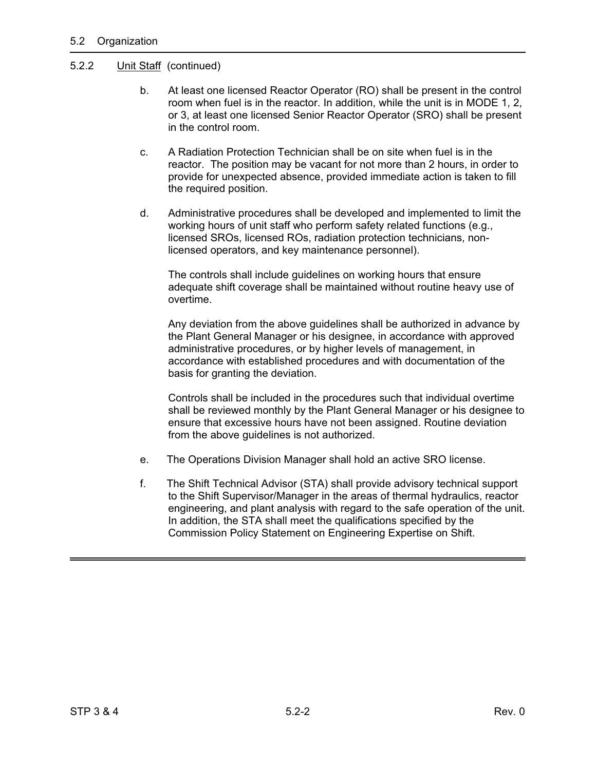## 5.2 Organization

### 5.2.2 Unit Staff (continued)

b. At least one licensed Reactor Operator (RO) shall be present in the control room when fuel is in the reactor. In addition, while the unit is in MODE 1, 2, or 3, at least one licensed Senior Reactor Operator (SRO) shall be present in the control room.

c. A Radiation Protection Technician shall be on site when fuel is in the reactor. The position may be vacant for not more than 2 hours, in order to provide for unexpected absence, provided immediate action is taken to fill the required position.

d. Administrative procedures shall be developed and implemented to limit the working hours of unit staff who perform safety related functions (e.g., licensed SROs, licensed ROs, radiation protection technicians, non-licensed operators, and key maintenance personnel).

   The controls shall include guidelines on working hours that ensure adequate shift coverage shall be maintained without routine heavy use of overtime.

   Any deviation from the above guidelines shall be authorized in advance by the Plant General Manager or his designee, in accordance with approved administrative procedures, or by higher levels of management, in accordance with established procedures and with documentation of the basis for granting the deviation.

   Controls shall be included in the procedures such that individual overtime shall be reviewed monthly by the Plant General Manager or his designee to ensure that excessive hours have not been assigned. Routine deviation from the above guidelines is not authorized.

e. The Operations Division Manager shall hold an active SRO license.

f. The Shift Technical Advisor (STA) shall provide advisory technical support to the Shift Supervisor/Manager in the areas of thermal hydraulics, reactor engineering, and plant analysis with regard to the safe operation of the unit. In addition, the STA shall meet the qualifications specified by the Commission Policy Statement on Engineering Expertise on Shift.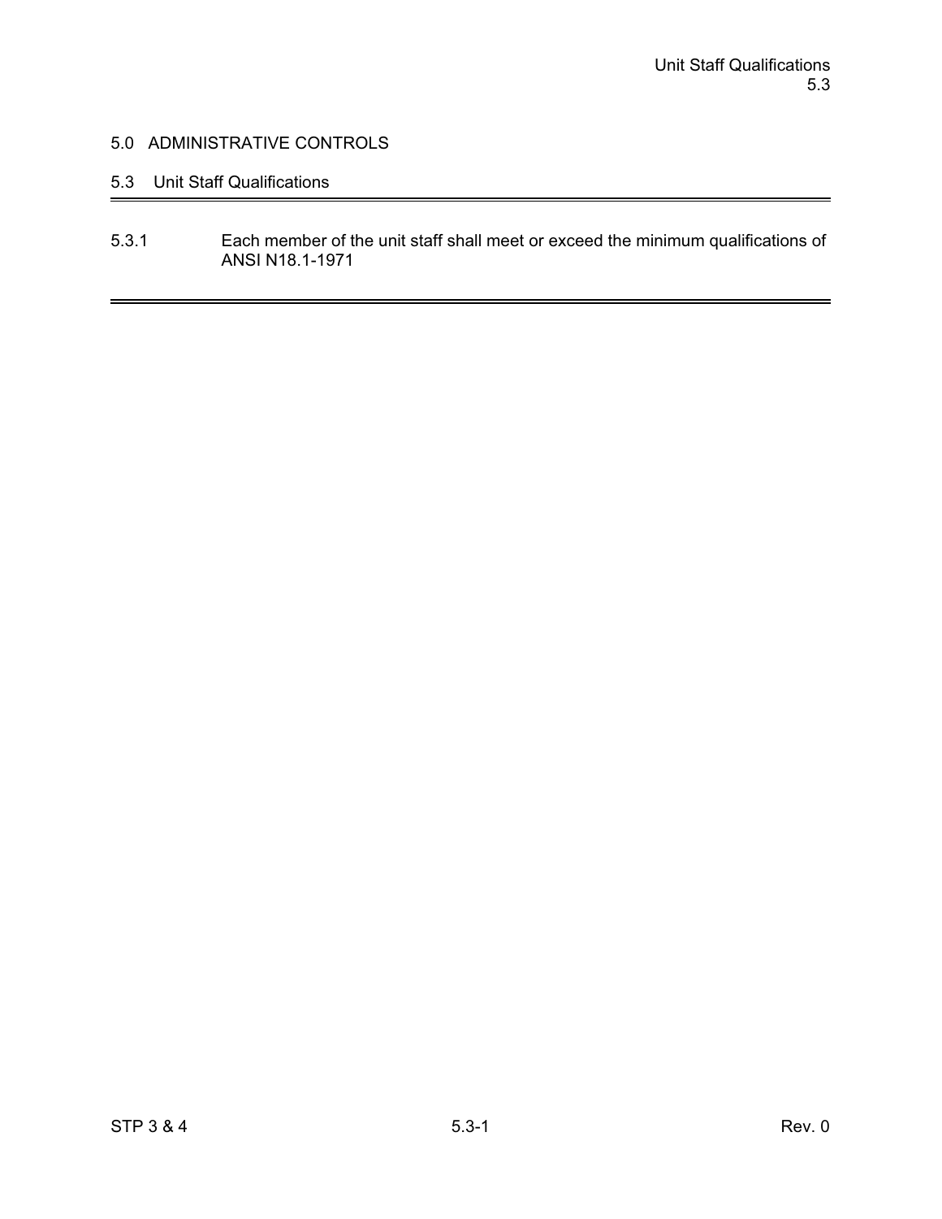# 5.0 ADMINISTRATIVE CONTROLS

## 5.3 Unit Staff Qualifications

5.3.1 Each member of the unit staff shall meet or exceed the minimum qualifications of ANSI N18.1-1971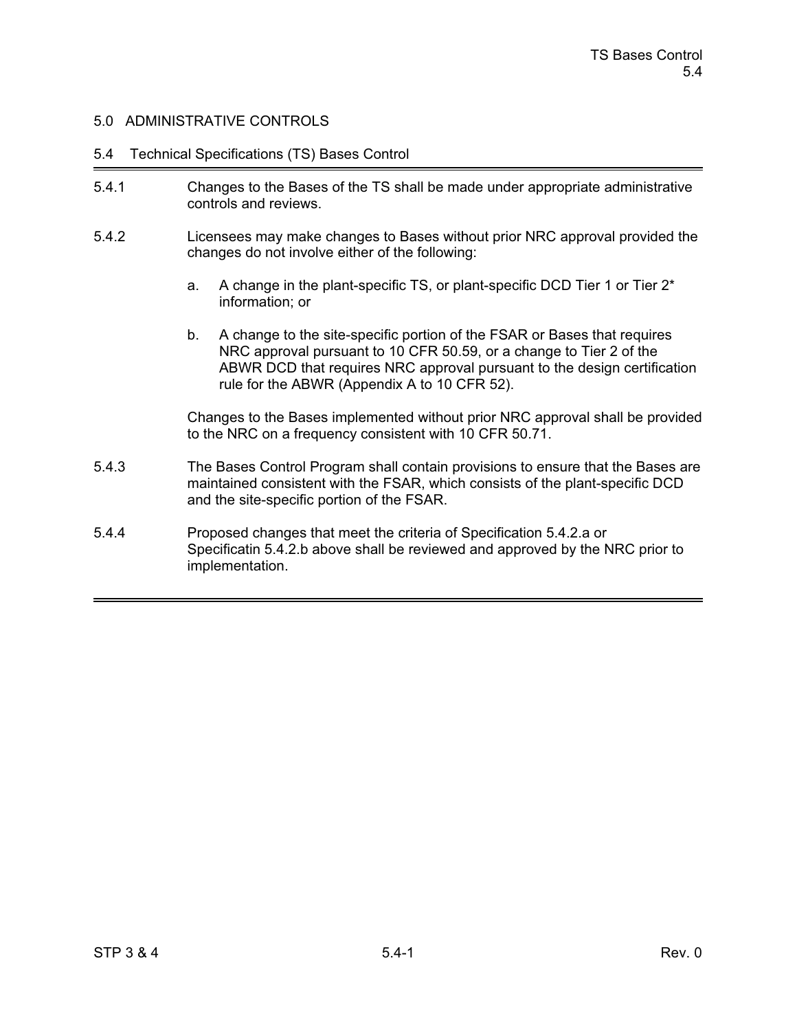# 5.0 ADMINISTRATIVE CONTROLS

## 5.4 Technical Specifications (TS) Bases Control

5.4.1 Changes to the Bases of the TS shall be made under appropriate administrative controls and reviews.

5.4.2 Licensees may make changes to Bases without prior NRC approval provided the changes do not involve either of the following:

a. A change in the plant-specific TS, or plant-specific DCD Tier 1 or Tier 2* information; or

b. A change to the site-specific portion of the FSAR or Bases that requires NRC approval pursuant to 10 CFR 50.59, or a change to Tier 2 of the ABWR DCD that requires NRC approval pursuant to the design certification rule for the ABWR (Appendix A to 10 CFR 52).

Changes to the Bases implemented without prior NRC approval shall be provided to the NRC on a frequency consistent with 10 CFR 50.71.

5.4.3 The Bases Control Program shall contain provisions to ensure that the Bases are maintained consistent with the FSAR, which consists of the plant-specific DCD and the site-specific portion of the FSAR.

5.4.4 Proposed changes that meet the criteria of Specification 5.4.2.a or Specificatin 5.4.2.b above shall be reviewed and approved by the NRC prior to implementation.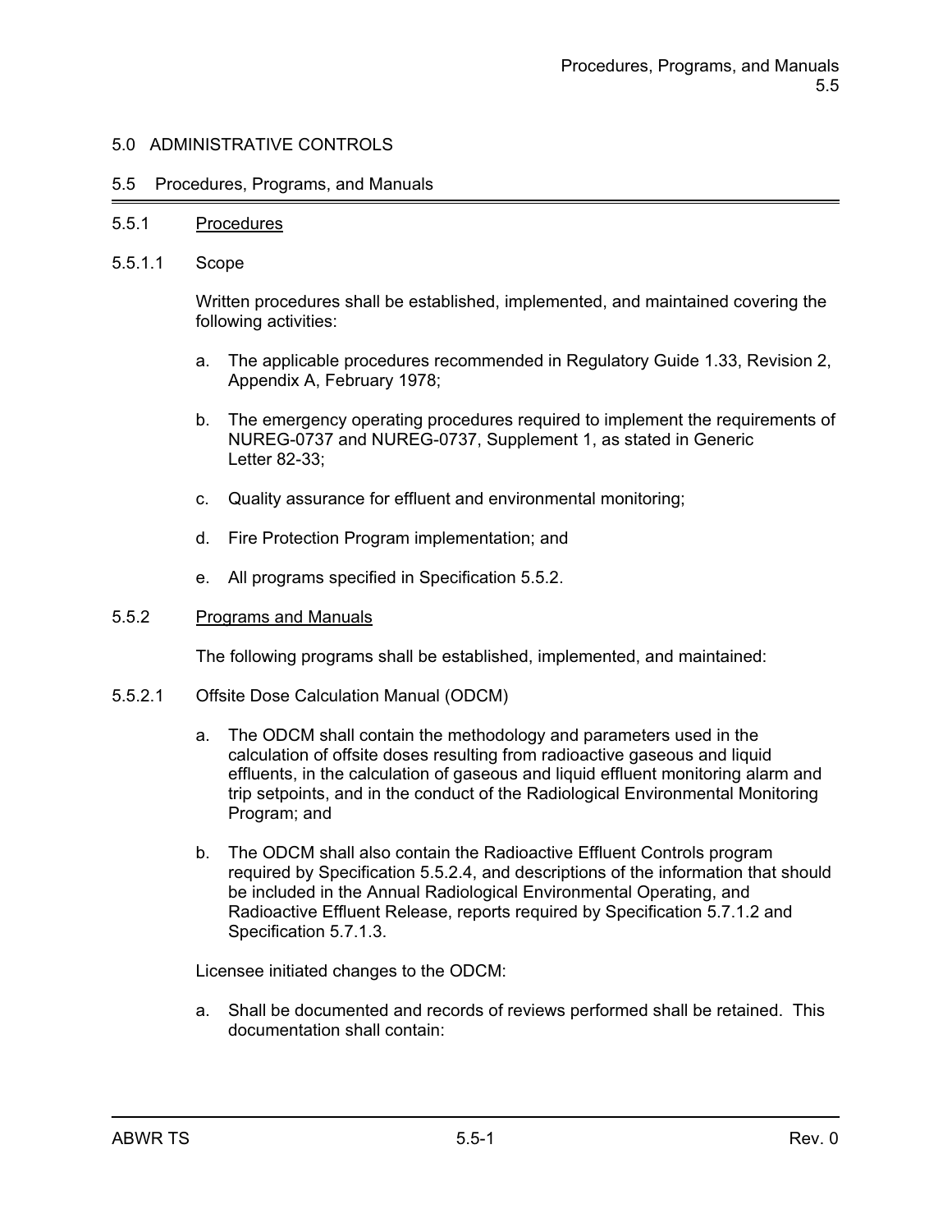# 5.0 ADMINISTRATIVE CONTROLS

## 5.5 Procedures, Programs, and Manuals

### 5.5.1 Procedures

#### 5.5.1.1 Scope

Written procedures shall be established, implemented, and maintained covering the following activities:

a. The applicable procedures recommended in Regulatory Guide 1.33, Revision 2, Appendix A, February 1978;

b. The emergency operating procedures required to implement the requirements of NUREG-0737 and NUREG-0737, Supplement 1, as stated in Generic Letter 82-33;

c. Quality assurance for effluent and environmental monitoring;

d. Fire Protection Program implementation; and

e. All programs specified in Specification 5.5.2.

### 5.5.2 Programs and Manuals

The following programs shall be established, implemented, and maintained:

#### 5.5.2.1 Offsite Dose Calculation Manual (ODCM)

a. The ODCM shall contain the methodology and parameters used in the calculation of offsite doses resulting from radioactive gaseous and liquid effluents, in the calculation of gaseous and liquid effluent monitoring alarm and trip setpoints, and in the conduct of the Radiological Environmental Monitoring Program; and

b. The ODCM shall also contain the Radioactive Effluent Controls program required by Specification 5.5.2.4, and descriptions of the information that should be included in the Annual Radiological Environmental Operating, and Radioactive Effluent Release, reports required by Specification 5.7.1.2 and Specification 5.7.1.3.

Licensee initiated changes to the ODCM:

a. Shall be documented and records of reviews performed shall be retained. This documentation shall contain: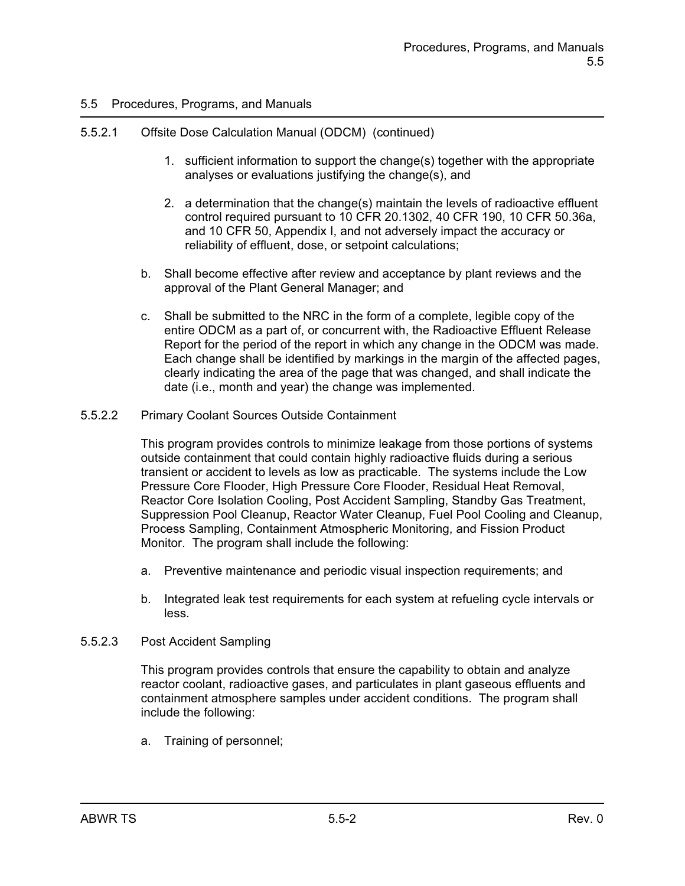## 5.5 Procedures, Programs, and Manuals

5.5.2.1 Offsite Dose Calculation Manual (ODCM) (continued)

1. sufficient information to support the change(s) together with the appropriate analyses or evaluations justifying the change(s), and
2. a determination that the change(s) maintain the levels of radioactive effluent control required pursuant to 10 CFR 20.1302, 40 CFR 190, 10 CFR 50.36a, and 10 CFR 50, Appendix I, and not adversely impact the accuracy or reliability of effluent, dose, or setpoint calculations;

b. Shall become effective after review and acceptance by plant reviews and the approval of the Plant General Manager; and

c. Shall be submitted to the NRC in the form of a complete, legible copy of the entire ODCM as a part of, or concurrent with, the Radioactive Effluent Release Report for the period of the report in which any change in the ODCM was made. Each change shall be identified by markings in the margin of the affected pages, clearly indicating the area of the page that was changed, and shall indicate the date (i.e., month and year) the change was implemented.

### 5.5.2.2 Primary Coolant Sources Outside Containment

This program provides controls to minimize leakage from those portions of systems outside containment that could contain highly radioactive fluids during a serious transient or accident to levels as low as practicable. The systems include the Low Pressure Core Flooder, High Pressure Core Flooder, Residual Heat Removal, Reactor Core Isolation Cooling, Post Accident Sampling, Standby Gas Treatment, Suppression Pool Cleanup, Reactor Water Cleanup, Fuel Pool Cooling and Cleanup, Process Sampling, Containment Atmospheric Monitoring, and Fission Product Monitor. The program shall include the following:

a. Preventive maintenance and periodic visual inspection requirements; and

b. Integrated leak test requirements for each system at refueling cycle intervals or less.

### 5.5.2.3 Post Accident Sampling

This program provides controls that ensure the capability to obtain and analyze reactor coolant, radioactive gases, and particulates in plant gaseous effluents and containment atmosphere samples under accident conditions. The program shall include the following:

a. Training of personnel;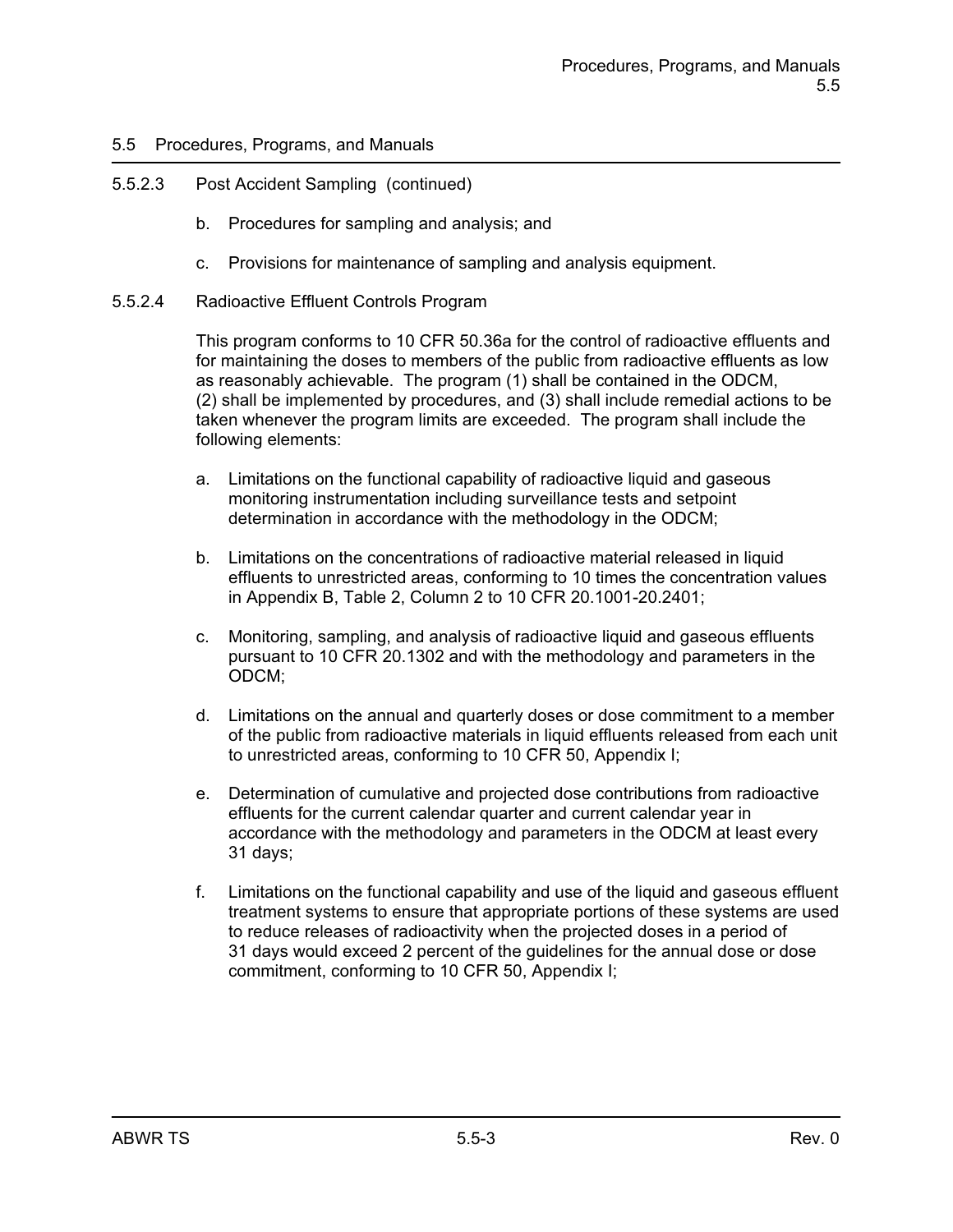## 5.5 Procedures, Programs, and Manuals

### 5.5.2.3 Post Accident Sampling (continued)

b. Procedures for sampling and analysis; and

c. Provisions for maintenance of sampling and analysis equipment.

### 5.5.2.4 Radioactive Effluent Controls Program

This program conforms to 10 CFR 50.36a for the control of radioactive effluents and for maintaining the doses to members of the public from radioactive effluents as low as reasonably achievable. The program (1) shall be contained in the ODCM, (2) shall be implemented by procedures, and (3) shall include remedial actions to be taken whenever the program limits are exceeded. The program shall include the following elements:

a. Limitations on the functional capability of radioactive liquid and gaseous monitoring instrumentation including surveillance tests and setpoint determination in accordance with the methodology in the ODCM;

b. Limitations on the concentrations of radioactive material released in liquid effluents to unrestricted areas, conforming to 10 times the concentration values in Appendix B, Table 2, Column 2 to 10 CFR 20.1001-20.2401;

c. Monitoring, sampling, and analysis of radioactive liquid and gaseous effluents pursuant to 10 CFR 20.1302 and with the methodology and parameters in the ODCM;

d. Limitations on the annual and quarterly doses or dose commitment to a member of the public from radioactive materials in liquid effluents released from each unit to unrestricted areas, conforming to 10 CFR 50, Appendix I;

e. Determination of cumulative and projected dose contributions from radioactive effluents for the current calendar quarter and current calendar year in accordance with the methodology and parameters in the ODCM at least every 31 days;

f. Limitations on the functional capability and use of the liquid and gaseous effluent treatment systems to ensure that appropriate portions of these systems are used to reduce releases of radioactivity when the projected doses in a period of 31 days would exceed 2 percent of the guidelines for the annual dose or dose commitment, conforming to 10 CFR 50, Appendix I;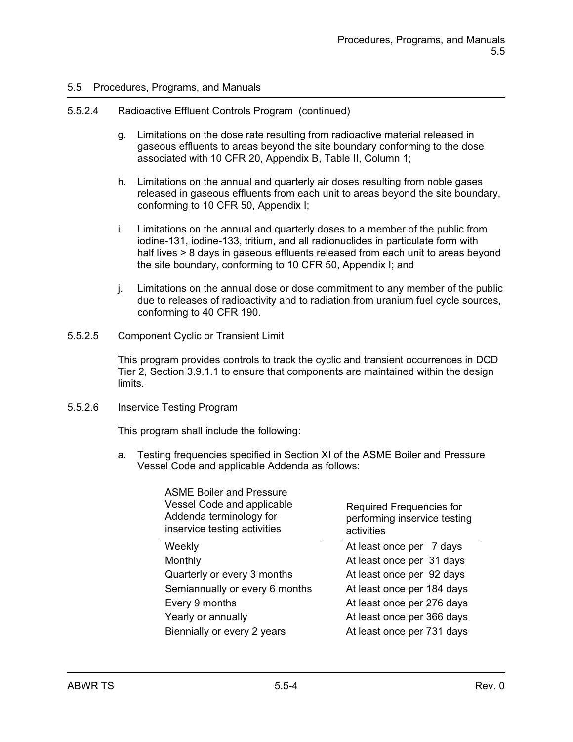## 5.5 Procedures, Programs, and Manuals

### 5.5.2.4 Radioactive Effluent Controls Program (continued)

g. Limitations on the dose rate resulting from radioactive material released in gaseous effluents to areas beyond the site boundary conforming to the dose associated with 10 CFR 20, Appendix B, Table II, Column 1;

h. Limitations on the annual and quarterly air doses resulting from noble gases released in gaseous effluents from each unit to areas beyond the site boundary, conforming to 10 CFR 50, Appendix I;

i. Limitations on the annual and quarterly doses to a member of the public from iodine-131, iodine-133, tritium, and all radionuclides in particulate form with half lives > 8 days in gaseous effluents released from each unit to areas beyond the site boundary, conforming to 10 CFR 50, Appendix I; and

j. Limitations on the annual dose or dose commitment to any member of the public due to releases of radioactivity and to radiation from uranium fuel cycle sources, conforming to 40 CFR 190.

### 5.5.2.5 Component Cyclic or Transient Limit

This program provides controls to track the cyclic and transient occurrences in DCD Tier 2, Section 3.9.1.1 to ensure that components are maintained within the design limits.

### 5.5.2.6 Inservice Testing Program

This program shall include the following:

a. Testing frequencies specified in Section XI of the ASME Boiler and Pressure Vessel Code and applicable Addenda as follows:

| ASME Boiler and Pressure Vessel Code and applicable Addenda terminology for inservice testing activities | Required Frequencies for performing inservice testing activities |
|---|---|
| Weekly | At least once per 7 days |
| Monthly | At least once per 31 days |
| Quarterly or every 3 months | At least once per 92 days |
| Semiannually or every 6 months | At least once per 184 days |
| Every 9 months | At least once per 276 days |
| Yearly or annually | At least once per 366 days |
| Biennially or every 2 years | At least once per 731 days |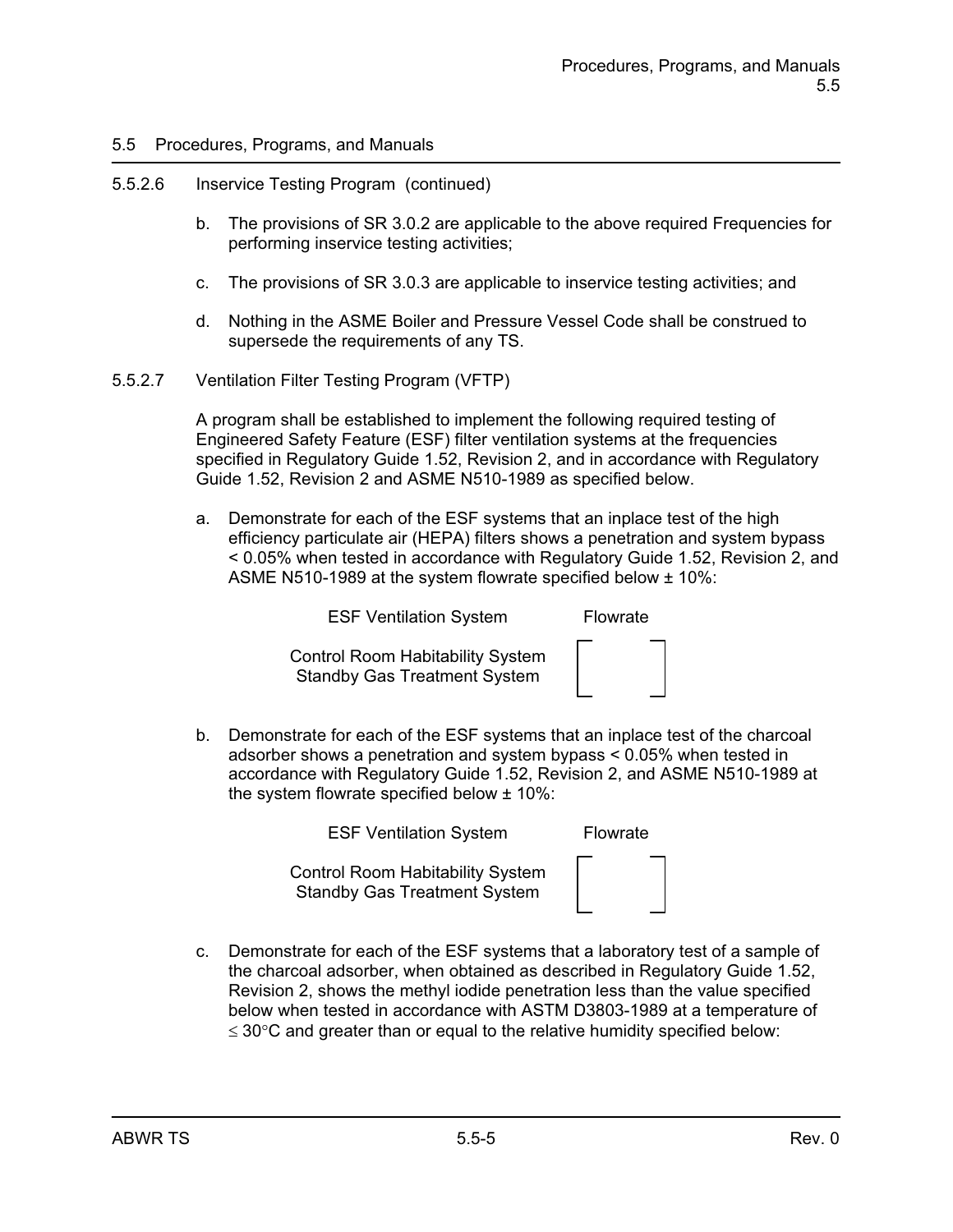## 5.5 Procedures, Programs, and Manuals

5.5.2.6 Inservice Testing Program (continued)

b. The provisions of SR 3.0.2 are applicable to the above required Frequencies for performing inservice testing activities;

c. The provisions of SR 3.0.3 are applicable to inservice testing activities; and

d. Nothing in the ASME Boiler and Pressure Vessel Code shall be construed to supersede the requirements of any TS.

5.5.2.7 Ventilation Filter Testing Program (VFTP)

A program shall be established to implement the following required testing of Engineered Safety Feature (ESF) filter ventilation systems at the frequencies specified in Regulatory Guide 1.52, Revision 2, and in accordance with Regulatory Guide 1.52, Revision 2 and ASME N510-1989 as specified below.

a. Demonstrate for each of the ESF systems that an inplace test of the high efficiency particulate air (HEPA) filters shows a penetration and system bypass < 0.05% when tested in accordance with Regulatory Guide 1.52, Revision 2, and ASME N510-1989 at the system flowrate specified below ± 10%:

| ESF Ventilation System | Flowrate |
|---|---|
| Control Room Habitability System | [ ] |
| Standby Gas Treatment System | |

b. Demonstrate for each of the ESF systems that an inplace test of the charcoal adsorber shows a penetration and system bypass < 0.05% when tested in accordance with Regulatory Guide 1.52, Revision 2, and ASME N510-1989 at the system flowrate specified below ± 10%:

| ESF Ventilation System | Flowrate |
|---|---|
| Control Room Habitability System | [ ] |
| Standby Gas Treatment System | |

c. Demonstrate for each of the ESF systems that a laboratory test of a sample of the charcoal adsorber, when obtained as described in Regulatory Guide 1.52, Revision 2, shows the methyl iodide penetration less than the value specified below when tested in accordance with ASTM D3803-1989 at a temperature of ≤ 30°C and greater than or equal to the relative humidity specified below: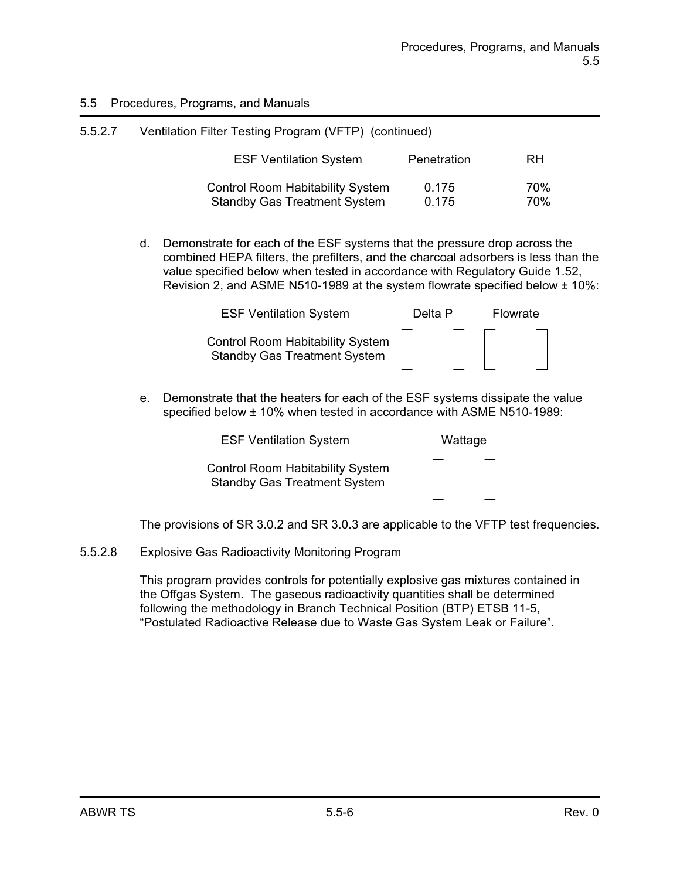## 5.5 Procedures, Programs, and Manuals

### 5.5.2.7 Ventilation Filter Testing Program (VFTP) (continued)

| ESF Ventilation System | Penetration | RH |
|---|---|---|
| Control Room Habitability System | 0.175 | 70% |
| Standby Gas Treatment System | 0.175 | 70% |

d. Demonstrate for each of the ESF systems that the pressure drop across the combined HEPA filters, the prefilters, and the charcoal adsorbers is less than the value specified below when tested in accordance with Regulatory Guide 1.52, Revision 2, and ASME N510-1989 at the system flowrate specified below ± 10%:

| ESF Ventilation System | Delta P | Flowrate |
|---|---|---|
| Control Room Habitability System | [ ] | [ ] |
| Standby Gas Treatment System | | |

e. Demonstrate that the heaters for each of the ESF systems dissipate the value specified below ± 10% when tested in accordance with ASME N510-1989:

| ESF Ventilation System | Wattage |
|---|---|
| Control Room Habitability System | [ ] |
| Standby Gas Treatment System | |

The provisions of SR 3.0.2 and SR 3.0.3 are applicable to the VFTP test frequencies.

### 5.5.2.8 Explosive Gas Radioactivity Monitoring Program

This program provides controls for potentially explosive gas mixtures contained in the Offgas System. The gaseous radioactivity quantities shall be determined following the methodology in Branch Technical Position (BTP) ETSB 11-5, "Postulated Radioactive Release due to Waste Gas System Leak or Failure".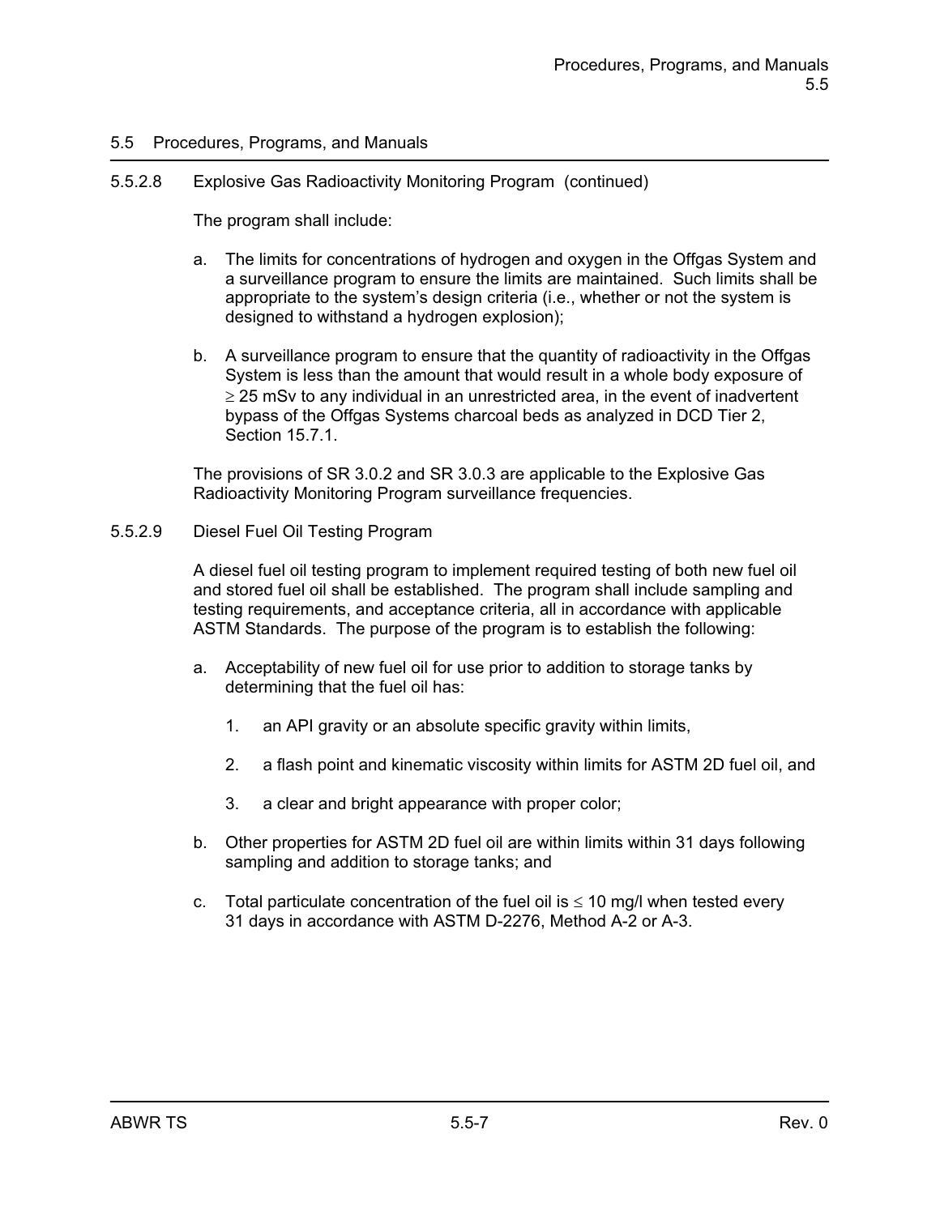## 5.5 Procedures, Programs, and Manuals

### 5.5.2.8 Explosive Gas Radioactivity Monitoring Program (continued)

The program shall include:

a. The limits for concentrations of hydrogen and oxygen in the Offgas System and a surveillance program to ensure the limits are maintained. Such limits shall be appropriate to the system's design criteria (i.e., whether or not the system is designed to withstand a hydrogen explosion);

b. A surveillance program to ensure that the quantity of radioactivity in the Offgas System is less than the amount that would result in a whole body exposure of $\geq$ 25 mSv to any individual in an unrestricted area, in the event of inadvertent bypass of the Offgas Systems charcoal beds as analyzed in DCD Tier 2, Section 15.7.1.

The provisions of SR 3.0.2 and SR 3.0.3 are applicable to the Explosive Gas Radioactivity Monitoring Program surveillance frequencies.

### 5.5.2.9 Diesel Fuel Oil Testing Program

A diesel fuel oil testing program to implement required testing of both new fuel oil and stored fuel oil shall be established. The program shall include sampling and testing requirements, and acceptance criteria, all in accordance with applicable ASTM Standards. The purpose of the program is to establish the following:

a. Acceptability of new fuel oil for use prior to addition to storage tanks by determining that the fuel oil has:

   1. an API gravity or an absolute specific gravity within limits,

   2. a flash point and kinematic viscosity within limits for ASTM 2D fuel oil, and

   3. a clear and bright appearance with proper color;

b. Other properties for ASTM 2D fuel oil are within limits within 31 days following sampling and addition to storage tanks; and

c. Total particulate concentration of the fuel oil is $\leq$ 10 mg/l when tested every 31 days in accordance with ASTM D-2276, Method A-2 or A-3.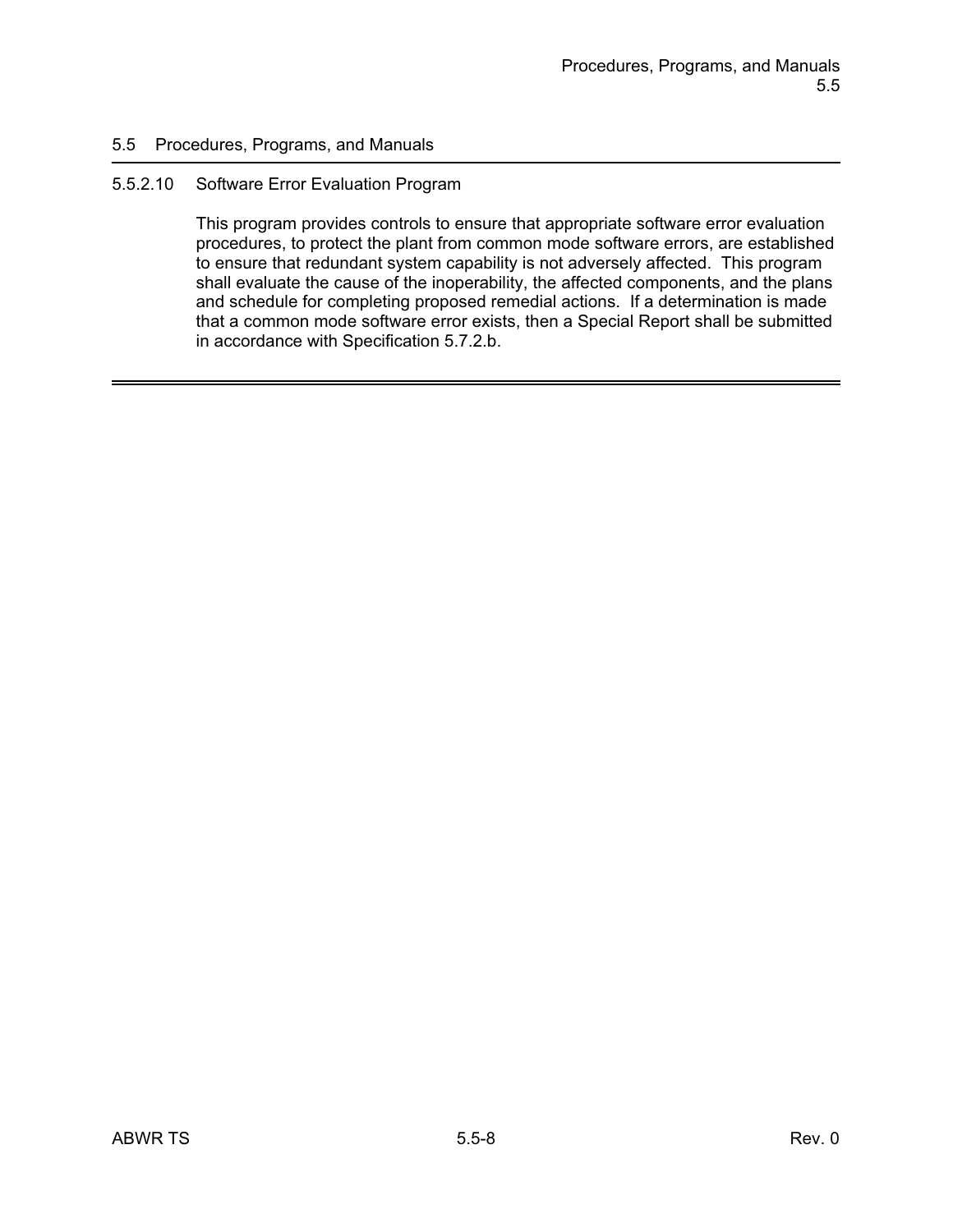## 5.5 Procedures, Programs, and Manuals

### 5.5.2.10 Software Error Evaluation Program

This program provides controls to ensure that appropriate software error evaluation procedures, to protect the plant from common mode software errors, are established to ensure that redundant system capability is not adversely affected. This program shall evaluate the cause of the inoperability, the affected components, and the plans and schedule for completing proposed remedial actions. If a determination is made that a common mode software error exists, then a Special Report shall be submitted in accordance with Specification 5.7.2.b.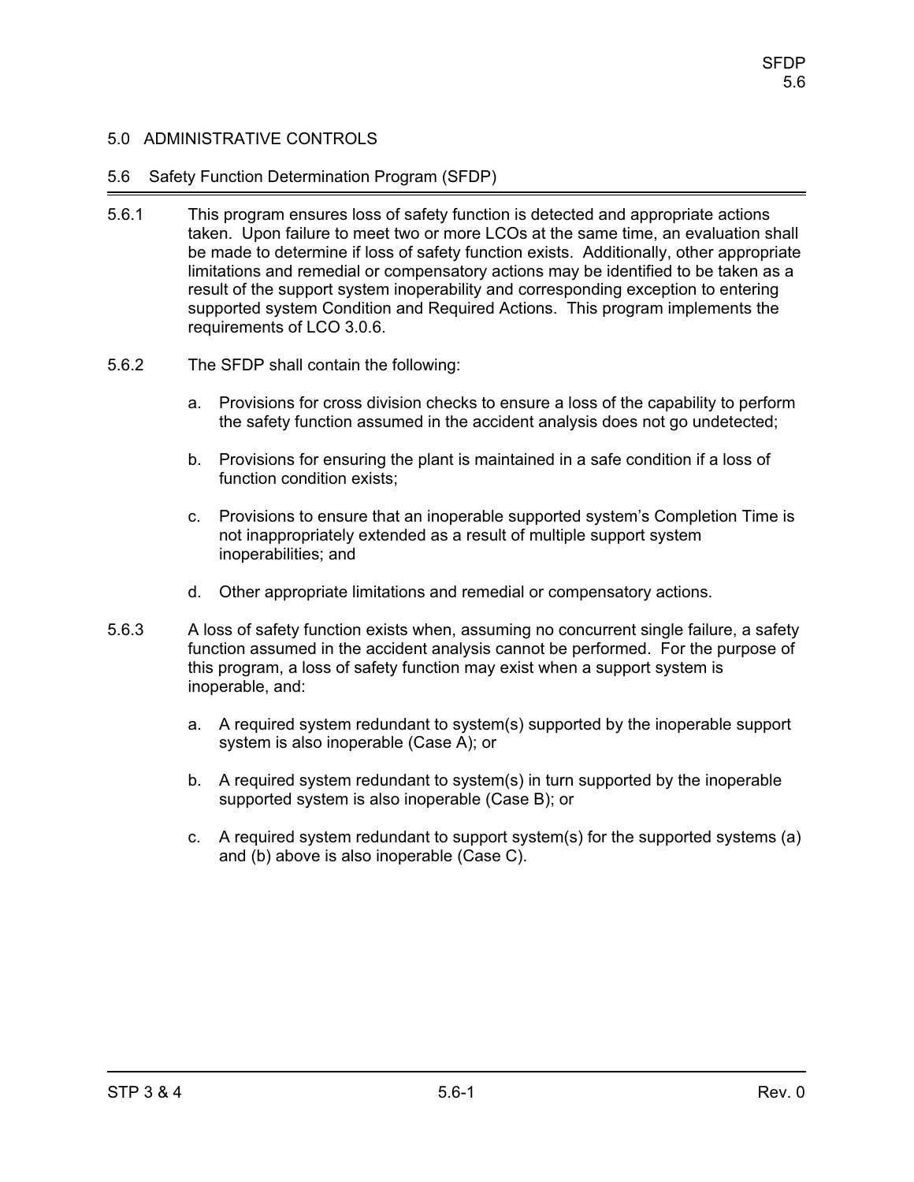## 5.0 ADMINISTRATIVE CONTROLS

### 5.6 Safety Function Determination Program (SFDP)

5.6.1 This program ensures loss of safety function is detected and appropriate actions taken. Upon failure to meet two or more LCOs at the same time, an evaluation shall be made to determine if loss of safety function exists. Additionally, other appropriate limitations and remedial or compensatory actions may be identified to be taken as a result of the support system inoperability and corresponding exception to entering supported system Condition and Required Actions. This program implements the requirements of LCO 3.0.6.

5.6.2 The SFDP shall contain the following:

a. Provisions for cross division checks to ensure a loss of the capability to perform the safety function assumed in the accident analysis does not go undetected;

b. Provisions for ensuring the plant is maintained in a safe condition if a loss of function condition exists;

c. Provisions to ensure that an inoperable supported system's Completion Time is not inappropriately extended as a result of multiple support system inoperabilities; and

d. Other appropriate limitations and remedial or compensatory actions.

5.6.3 A loss of safety function exists when, assuming no concurrent single failure, a safety function assumed in the accident analysis cannot be performed. For the purpose of this program, a loss of safety function may exist when a support system is inoperable, and:

a. A required system redundant to system(s) supported by the inoperable support system is also inoperable (Case A); or

b. A required system redundant to system(s) in turn supported by the inoperable supported system is also inoperable (Case B); or

c. A required system redundant to support system(s) for the supported systems (a) and (b) above is also inoperable (Case C).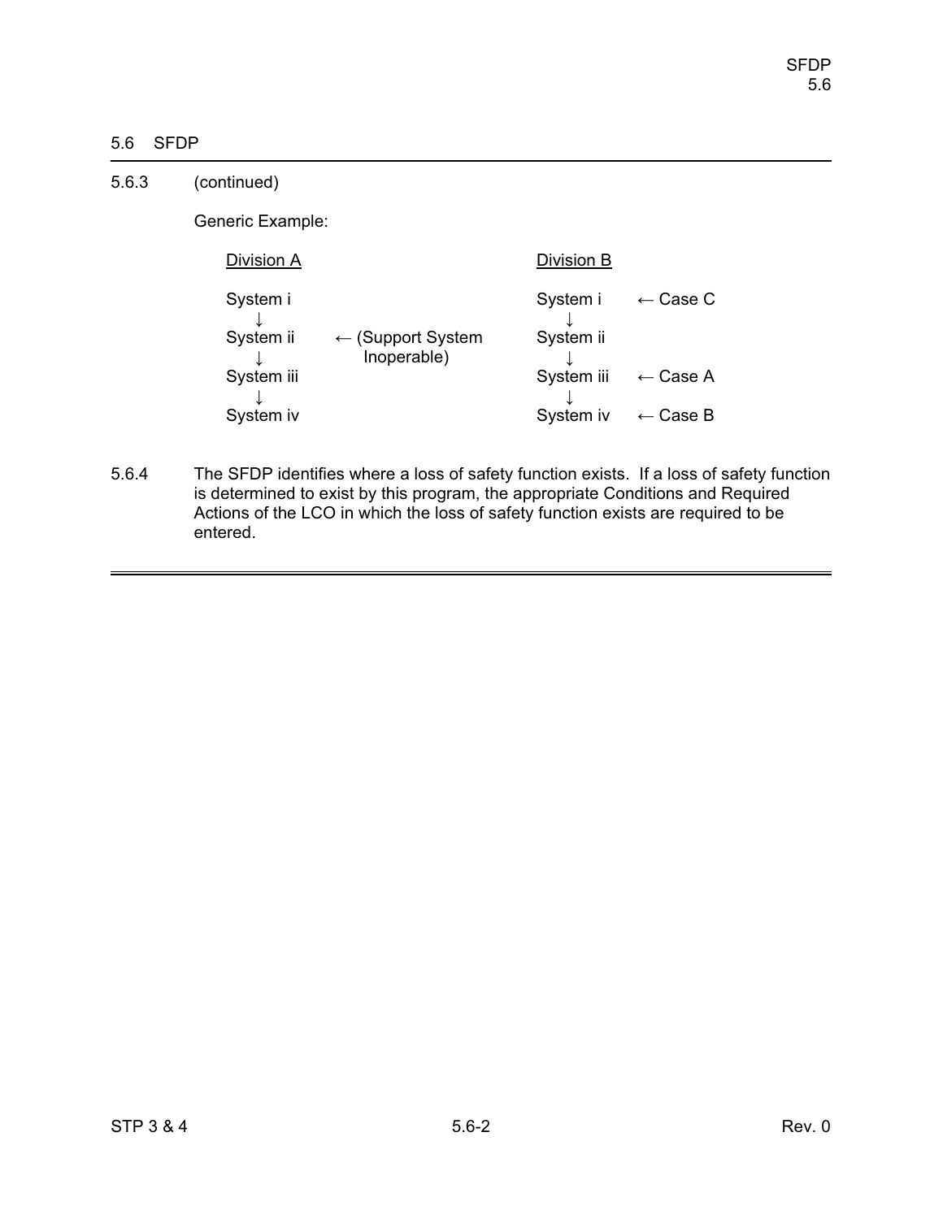## 5.6 SFDP

5.6.3 (continued)

Generic Example:

```
Division A                                         Division B

System i                                           System i      ← Case C
   ↓                                                  ↓
System ii      ← (Support System                   System ii
   ↓               Inoperable)                        ↓
System iii                                         System iii    ← Case A
   ↓                                                  ↓
System iv                                          System iv     ← Case B
```

5.6.4 The SFDP identifies where a loss of safety function exists. If a loss of safety function is determined to exist by this program, the appropriate Conditions and Required Actions of the LCO in which the loss of safety function exists are required to be entered.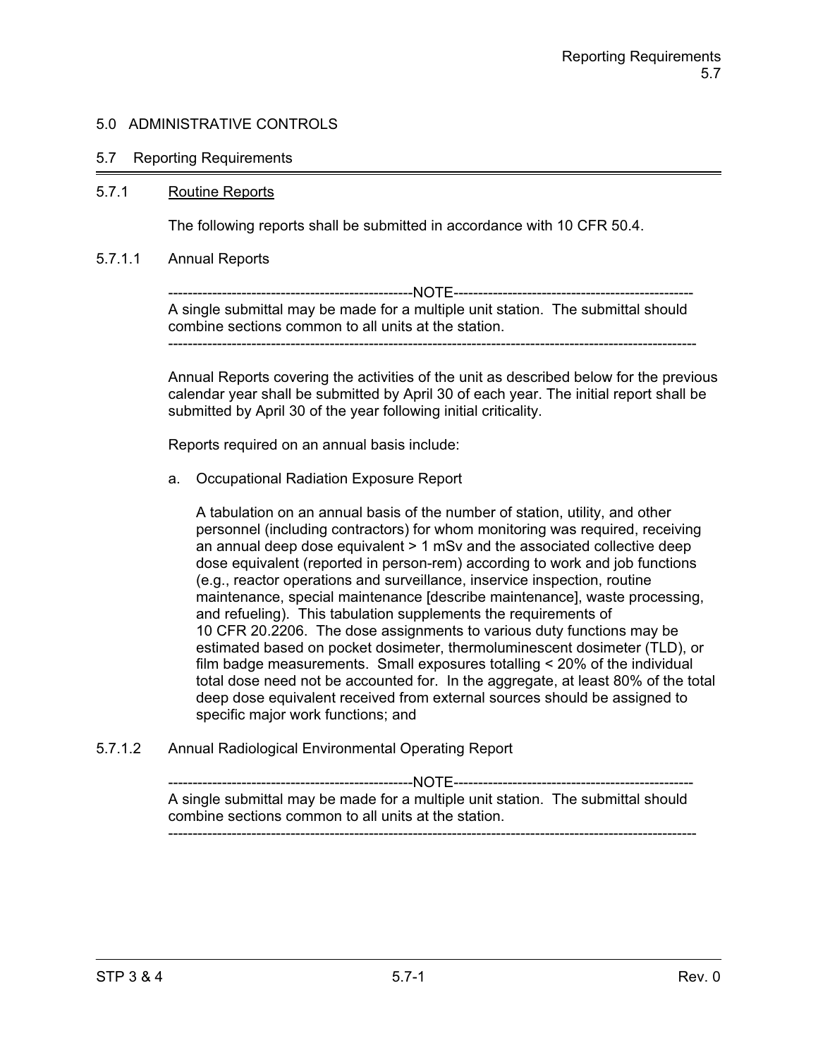# 5.0 ADMINISTRATIVE CONTROLS

## 5.7 Reporting Requirements

### 5.7.1 Routine Reports

The following reports shall be submitted in accordance with 10 CFR 50.4.

#### 5.7.1.1 Annual Reports

-----------------------------------------------NOTE-----------------------------------------------
A single submittal may be made for a multiple unit station. The submittal should combine sections common to all units at the station.
-------------------------------------------------------------------------------------------------------

Annual Reports covering the activities of the unit as described below for the previous calendar year shall be submitted by April 30 of each year. The initial report shall be submitted by April 30 of the year following initial criticality.

Reports required on an annual basis include:

a. Occupational Radiation Exposure Report

   A tabulation on an annual basis of the number of station, utility, and other personnel (including contractors) for whom monitoring was required, receiving an annual deep dose equivalent > 1 mSv and the associated collective deep dose equivalent (reported in person-rem) according to work and job functions (e.g., reactor operations and surveillance, inservice inspection, routine maintenance, special maintenance [describe maintenance], waste processing, and refueling). This tabulation supplements the requirements of 10 CFR 20.2206. The dose assignments to various duty functions may be estimated based on pocket dosimeter, thermoluminescent dosimeter (TLD), or film badge measurements. Small exposures totalling < 20% of the individual total dose need not be accounted for. In the aggregate, at least 80% of the total deep dose equivalent received from external sources should be assigned to specific major work functions; and

#### 5.7.1.2 Annual Radiological Environmental Operating Report

-----------------------------------------------NOTE-----------------------------------------------
A single submittal may be made for a multiple unit station. The submittal should combine sections common to all units at the station.
-------------------------------------------------------------------------------------------------------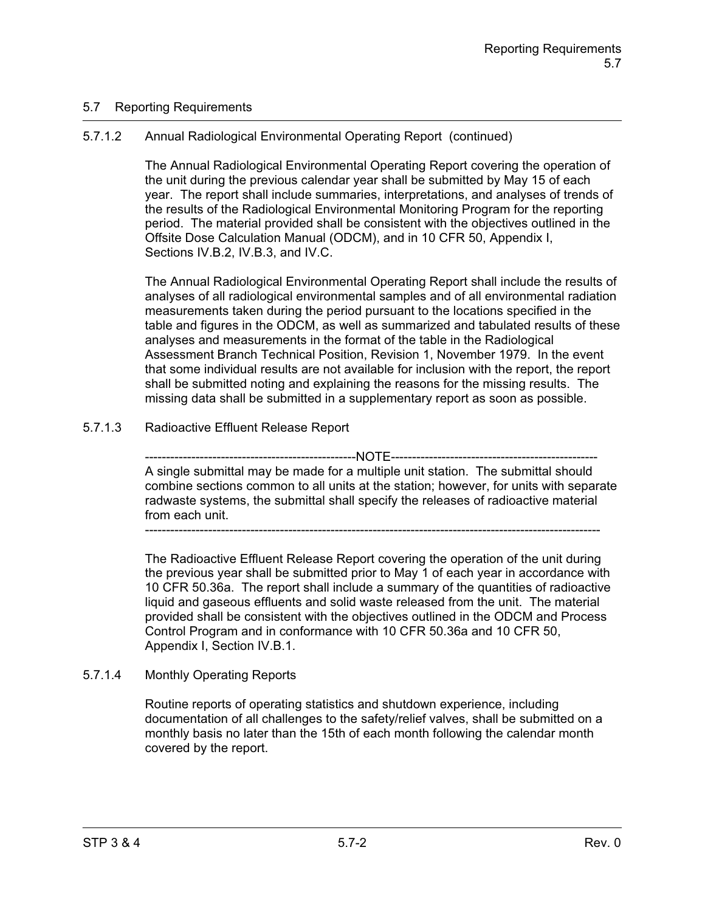## 5.7 Reporting Requirements

### 5.7.1.2 Annual Radiological Environmental Operating Report (continued)

The Annual Radiological Environmental Operating Report covering the operation of the unit during the previous calendar year shall be submitted by May 15 of each year. The report shall include summaries, interpretations, and analyses of trends of the results of the Radiological Environmental Monitoring Program for the reporting period. The material provided shall be consistent with the objectives outlined in the Offsite Dose Calculation Manual (ODCM), and in 10 CFR 50, Appendix I, Sections IV.B.2, IV.B.3, and IV.C.

The Annual Radiological Environmental Operating Report shall include the results of analyses of all radiological environmental samples and of all environmental radiation measurements taken during the period pursuant to the locations specified in the table and figures in the ODCM, as well as summarized and tabulated results of these analyses and measurements in the format of the table in the Radiological Assessment Branch Technical Position, Revision 1, November 1979. In the event that some individual results are not available for inclusion with the report, the report shall be submitted noting and explaining the reasons for the missing results. The missing data shall be submitted in a supplementary report as soon as possible.

### 5.7.1.3 Radioactive Effluent Release Report

-------------------------------------------------NOTE-------------------------------------------------

A single submittal may be made for a multiple unit station. The submittal should combine sections common to all units at the station; however, for units with separate radwaste systems, the submittal shall specify the releases of radioactive material from each unit.

-------------------------------------------------------------------------------------------------------------

The Radioactive Effluent Release Report covering the operation of the unit during the previous year shall be submitted prior to May 1 of each year in accordance with 10 CFR 50.36a. The report shall include a summary of the quantities of radioactive liquid and gaseous effluents and solid waste released from the unit. The material provided shall be consistent with the objectives outlined in the ODCM and Process Control Program and in conformance with 10 CFR 50.36a and 10 CFR 50, Appendix I, Section IV.B.1.

### 5.7.1.4 Monthly Operating Reports

Routine reports of operating statistics and shutdown experience, including documentation of all challenges to the safety/relief valves, shall be submitted on a monthly basis no later than the 15th of each month following the calendar month covered by the report.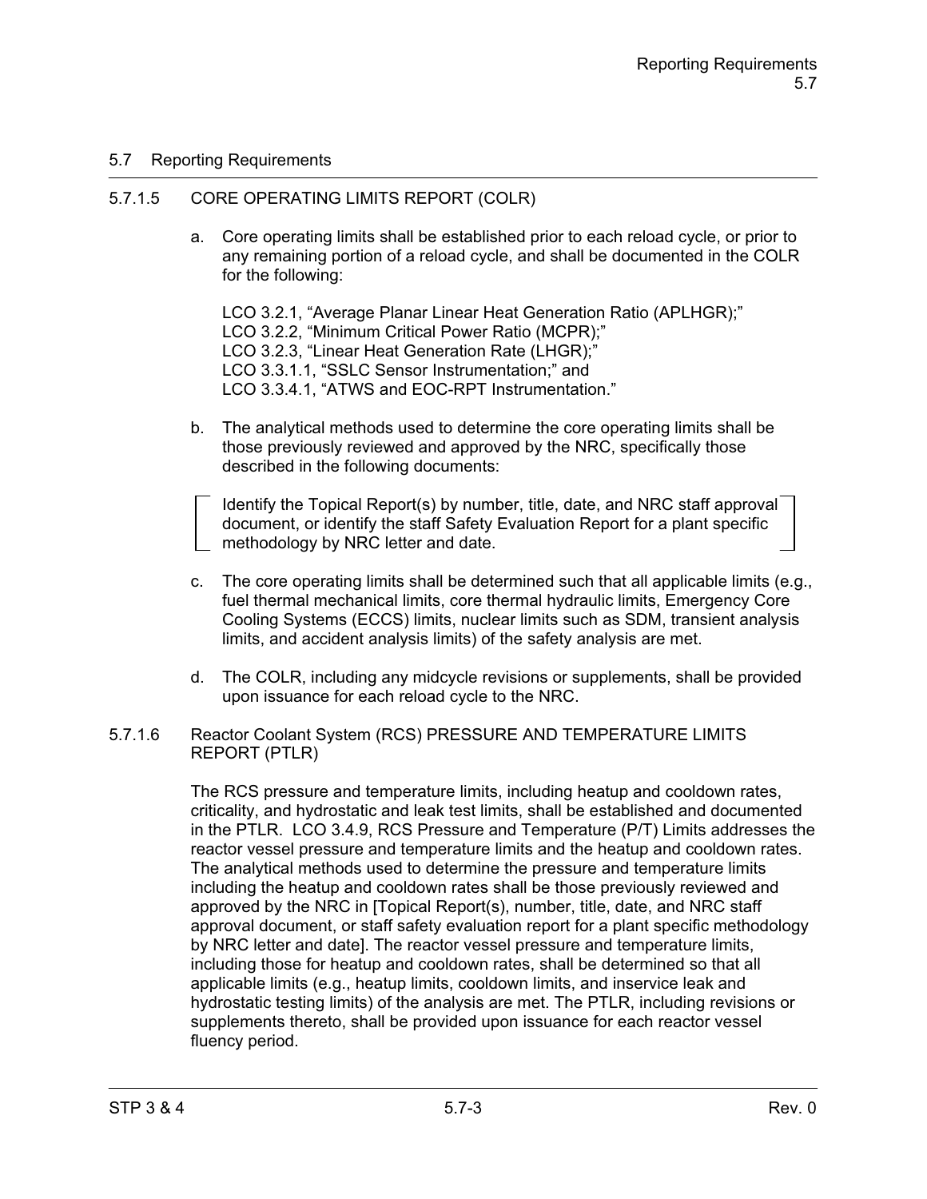## 5.7 Reporting Requirements

### 5.7.1.5 CORE OPERATING LIMITS REPORT (COLR)

a. Core operating limits shall be established prior to each reload cycle, or prior to any remaining portion of a reload cycle, and shall be documented in the COLR for the following:

   LCO 3.2.1, "Average Planar Linear Heat Generation Ratio (APLHGR);"
   LCO 3.2.2, "Minimum Critical Power Ratio (MCPR);"
   LCO 3.2.3, "Linear Heat Generation Rate (LHGR);"
   LCO 3.3.1.1, "SSLC Sensor Instrumentation;" and
   LCO 3.3.4.1, "ATWS and EOC-RPT Instrumentation."

b. The analytical methods used to determine the core operating limits shall be those previously reviewed and approved by the NRC, specifically those described in the following documents:

   [Identify the Topical Report(s) by number, title, date, and NRC staff approval document, or identify the staff Safety Evaluation Report for a plant specific methodology by NRC letter and date.]

c. The core operating limits shall be determined such that all applicable limits (e.g., fuel thermal mechanical limits, core thermal hydraulic limits, Emergency Core Cooling Systems (ECCS) limits, nuclear limits such as SDM, transient analysis limits, and accident analysis limits) of the safety analysis are met.

d. The COLR, including any midcycle revisions or supplements, shall be provided upon issuance for each reload cycle to the NRC.

### 5.7.1.6 Reactor Coolant System (RCS) PRESSURE AND TEMPERATURE LIMITS REPORT (PTLR)

The RCS pressure and temperature limits, including heatup and cooldown rates, criticality, and hydrostatic and leak test limits, shall be established and documented in the PTLR. LCO 3.4.9, RCS Pressure and Temperature (P/T) Limits addresses the reactor vessel pressure and temperature limits and the heatup and cooldown rates. The analytical methods used to determine the pressure and temperature limits including the heatup and cooldown rates shall be those previously reviewed and approved by the NRC in [Topical Report(s), number, title, date, and NRC staff approval document, or staff safety evaluation report for a plant specific methodology by NRC letter and date]. The reactor vessel pressure and temperature limits, including those for heatup and cooldown rates, shall be determined so that all applicable limits (e.g., heatup limits, cooldown limits, and inservice leak and hydrostatic testing limits) of the analysis are met. The PTLR, including revisions or supplements thereto, shall be provided upon issuance for each reactor vessel fluency period.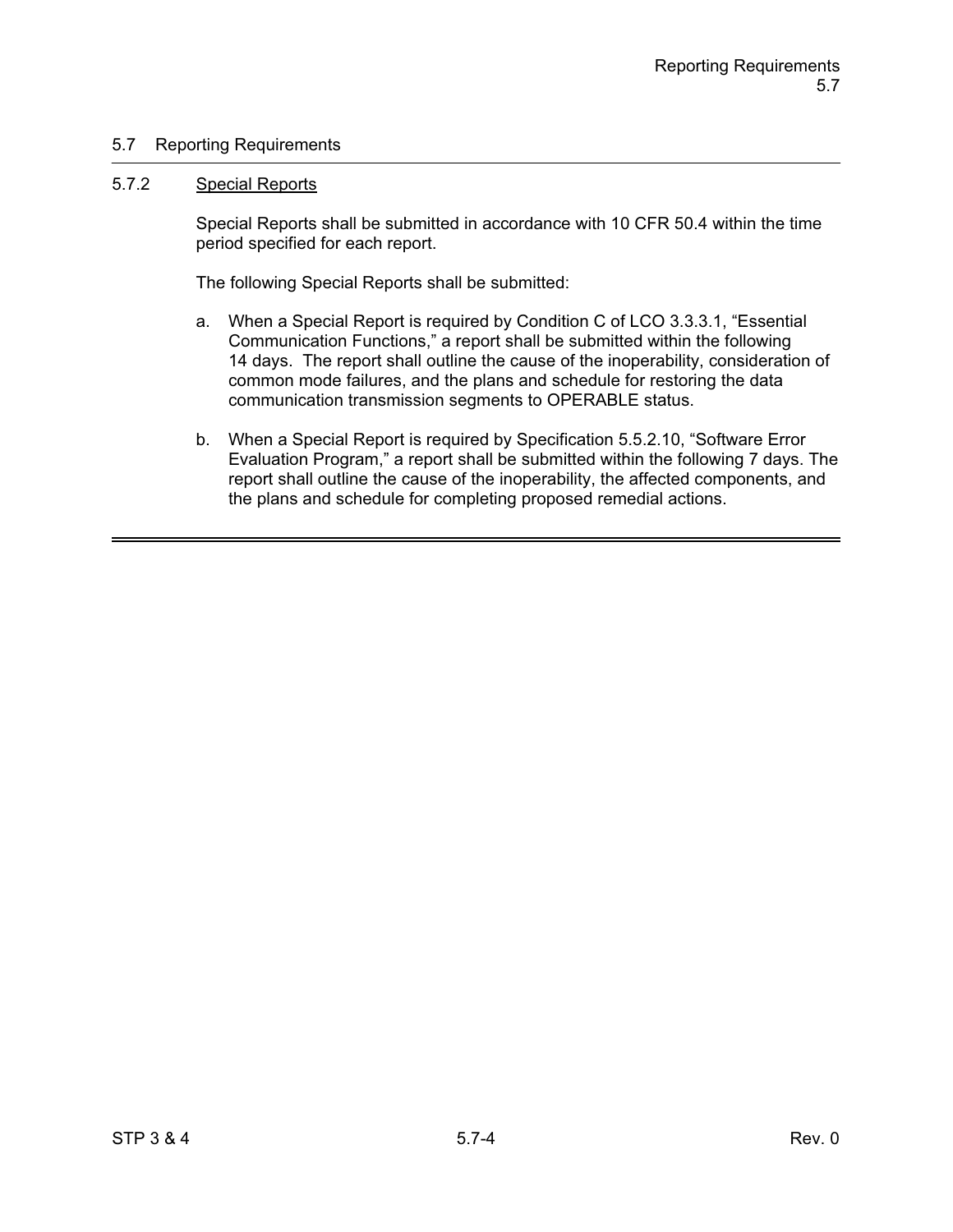## 5.7 Reporting Requirements

### 5.7.2 Special Reports

Special Reports shall be submitted in accordance with 10 CFR 50.4 within the time period specified for each report.

The following Special Reports shall be submitted:

a. When a Special Report is required by Condition C of LCO 3.3.3.1, "Essential Communication Functions," a report shall be submitted within the following 14 days. The report shall outline the cause of the inoperability, consideration of common mode failures, and the plans and schedule for restoring the data communication transmission segments to OPERABLE status.

b. When a Special Report is required by Specification 5.5.2.10, "Software Error Evaluation Program," a report shall be submitted within the following 7 days. The report shall outline the cause of the inoperability, the affected components, and the plans and schedule for completing proposed remedial actions.